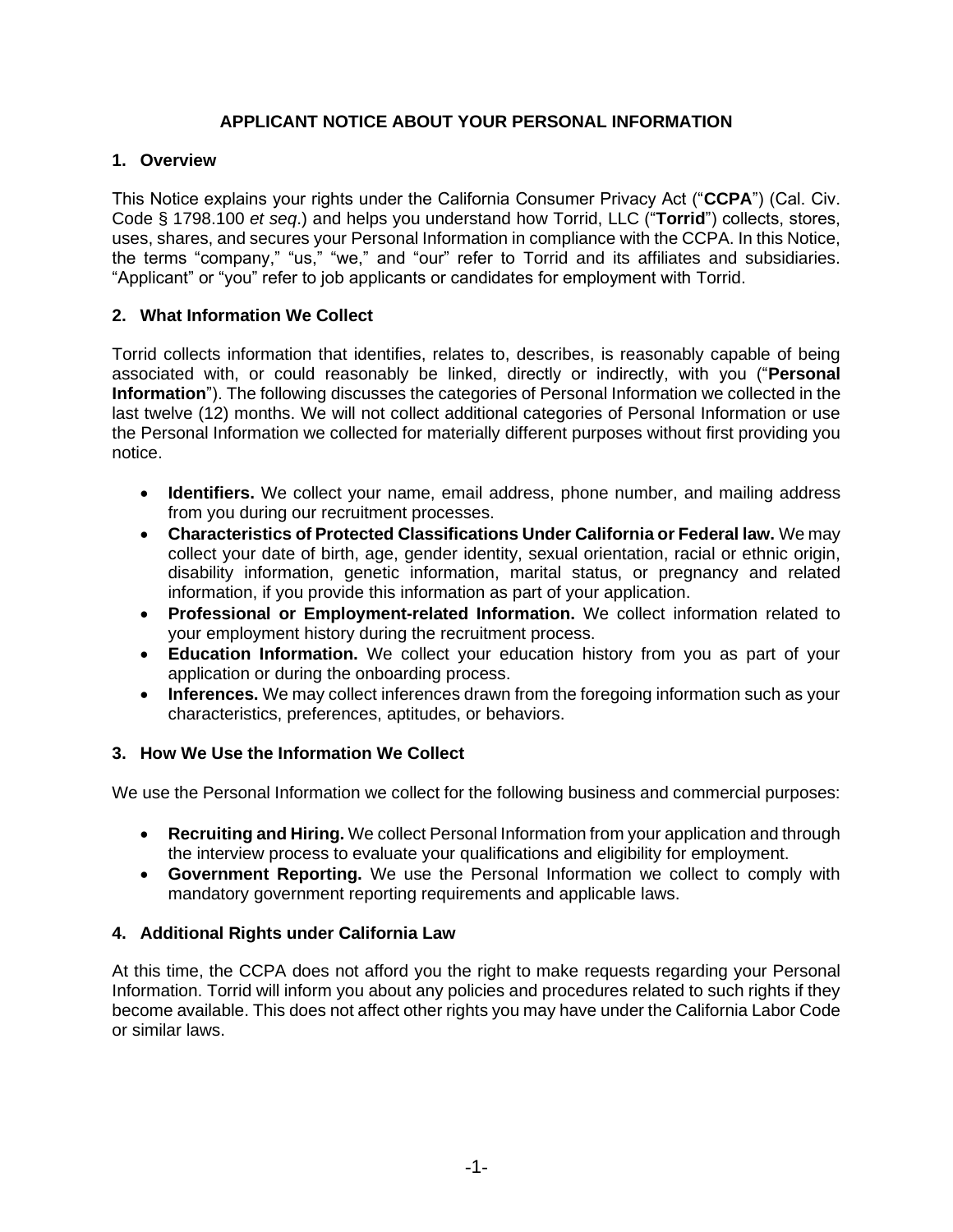# APPLICANT NOTICE ABOUT YOUR PERSONAL INFORMATION

## 1. Overview

This Notice explains your rights under the California Consumer Privacy Act ("**CCPA**") (Cal. Civ. Code § 1798.100 *et seq*.) and helps you understand how Torrid, LLC ("**Torrid**") collects, stores, uses, shares, and secures your Personal Information in compliance with the CCPA. In this Notice, the terms "company," "us," "we," and "our" refer to Torrid and its affiliates and subsidiaries. "Applicant" or "you" refer to job applicants or candidates for employment with Torrid.

## 2. What Information We Collect

Torrid collects information that identifies, relates to, describes, is reasonably capable of being associated with, or could reasonably be linked, directly or indirectly, with you ("**Personal Information**"). The following discusses the categories of Personal Information we collected in the last twelve (12) months. We will not collect additional categories of Personal Information or use the Personal Information we collected for materially different purposes without first providing you notice.

- **Identifiers.** We collect your name, email address, phone number, and mailing address from you during our recruitment processes.
- **Characteristics of Protected Classifications Under California or Federal law.** We may collect your date of birth, age, gender identity, sexual orientation, racial or ethnic origin, disability information, genetic information, marital status, or pregnancy and related information, if you provide this information as part of your application.
- **Professional or Employment-related Information.** We collect information related to your employment history during the recruitment process.
- **Education Information.** We collect your education history from you as part of your application or during the onboarding process.
- **Inferences.** We may collect inferences drawn from the foregoing information such as your characteristics, preferences, aptitudes, or behaviors.

## 3. How We Use the Information We Collect

We use the Personal Information we collect for the following business and commercial purposes:

- **Recruiting and Hiring.** We collect Personal Information from your application and through the interview process to evaluate your qualifications and eligibility for employment.
- **Government Reporting.** We use the Personal Information we collect to comply with mandatory government reporting requirements and applicable laws.

## 4. Additional Rights under California Law

At this time, the CCPA does not afford you the right to make requests regarding your Personal Information. Torrid will inform you about any policies and procedures related to such rights if they become available. This does not affect other rights you may have under the California Labor Code or similar laws.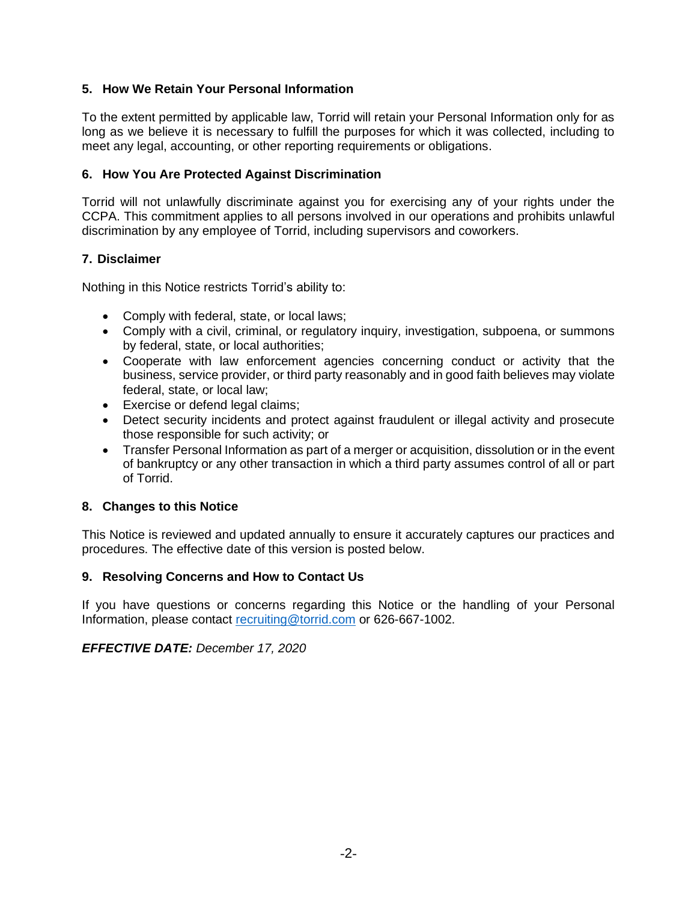## 5. How We Retain Your Personal Information

To the extent permitted by applicable law, Torrid will retain your Personal Information only for as long as we believe it is necessary to fulfill the purposes for which it was collected, including to meet any legal, accounting, or other reporting requirements or obligations.

## 6. How You Are Protected Against Discrimination

Torrid will not unlawfully discriminate against you for exercising any of your rights under the CCPA. This commitment applies to all persons involved in our operations and prohibits unlawful discrimination by any employee of Torrid, including supervisors and coworkers.

## 7. Disclaimer

Nothing in this Notice restricts Torrid's ability to:

- Comply with federal, state, or local laws;
- Comply with a civil, criminal, or regulatory inquiry, investigation, subpoena, or summons by federal, state, or local authorities;
- Cooperate with law enforcement agencies concerning conduct or activity that the business, service provider, or third party reasonably and in good faith believes may violate federal, state, or local law;
- Exercise or defend legal claims;
- Detect security incidents and protect against fraudulent or illegal activity and prosecute those responsible for such activity; or
- Transfer Personal Information as part of a merger or acquisition, dissolution or in the event of bankruptcy or any other transaction in which a third party assumes control of all or part of Torrid.

## 8. Changes to this Notice

This Notice is reviewed and updated annually to ensure it accurately captures our practices and procedures. The effective date of this version is posted below.

## 9. Resolving Concerns and How to Contact Us

If you have questions or concerns regarding this Notice or the handling of your Personal Information, please contact recruiting@torrid.com or 626-667-1002.

***EFFECTIVE DATE:*** *December 17, 2020*